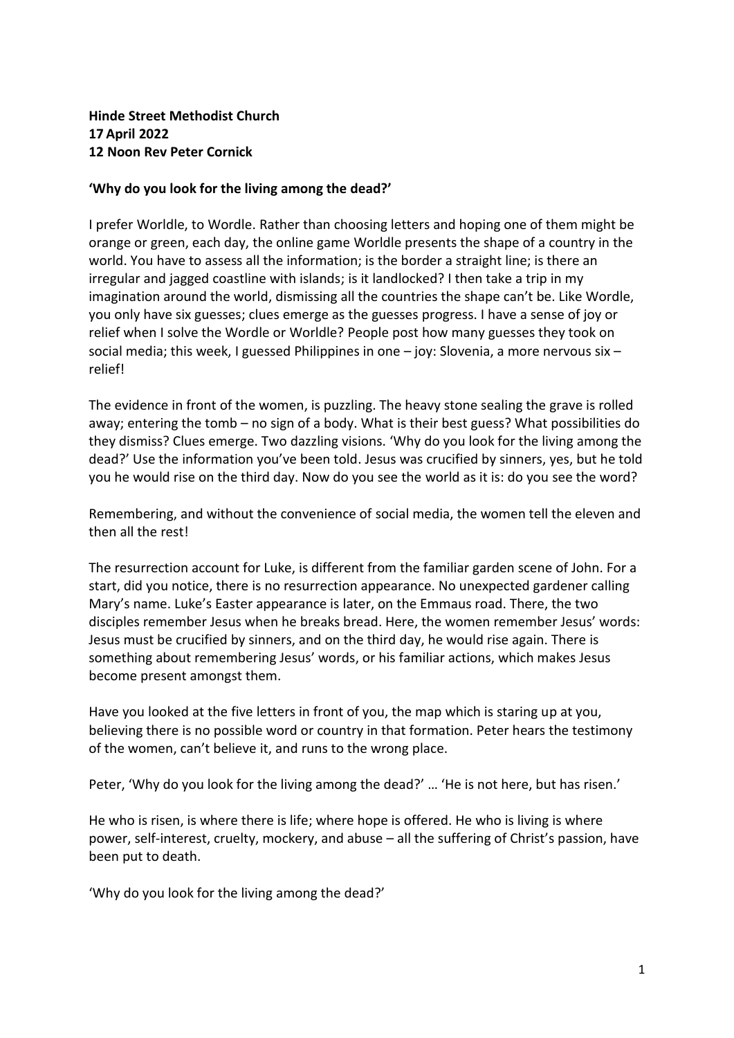**Hinde Street Methodist Church**
**17 April 2022**
**12 Noon Rev Peter Cornick**

**'Why do you look for the living among the dead?'**

I prefer Worldle, to Wordle. Rather than choosing letters and hoping one of them might be orange or green, each day, the online game Worldle presents the shape of a country in the world. You have to assess all the information; is the border a straight line; is there an irregular and jagged coastline with islands; is it landlocked? I then take a trip in my imagination around the world, dismissing all the countries the shape can't be. Like Wordle, you only have six guesses; clues emerge as the guesses progress. I have a sense of joy or relief when I solve the Wordle or Worldle? People post how many guesses they took on social media; this week, I guessed Philippines in one – joy: Slovenia, a more nervous six – relief!

The evidence in front of the women, is puzzling. The heavy stone sealing the grave is rolled away; entering the tomb – no sign of a body. What is their best guess? What possibilities do they dismiss? Clues emerge. Two dazzling visions. 'Why do you look for the living among the dead?' Use the information you've been told. Jesus was crucified by sinners, yes, but he told you he would rise on the third day. Now do you see the world as it is: do you see the word?

Remembering, and without the convenience of social media, the women tell the eleven and then all the rest!

The resurrection account for Luke, is different from the familiar garden scene of John. For a start, did you notice, there is no resurrection appearance. No unexpected gardener calling Mary's name. Luke's Easter appearance is later, on the Emmaus road. There, the two disciples remember Jesus when he breaks bread. Here, the women remember Jesus' words: Jesus must be crucified by sinners, and on the third day, he would rise again. There is something about remembering Jesus' words, or his familiar actions, which makes Jesus become present amongst them.

Have you looked at the five letters in front of you, the map which is staring up at you, believing there is no possible word or country in that formation. Peter hears the testimony of the women, can't believe it, and runs to the wrong place.

Peter, 'Why do you look for the living among the dead?' … 'He is not here, but has risen.'

He who is risen, is where there is life; where hope is offered. He who is living is where power, self-interest, cruelty, mockery, and abuse – all the suffering of Christ's passion, have been put to death.

'Why do you look for the living among the dead?'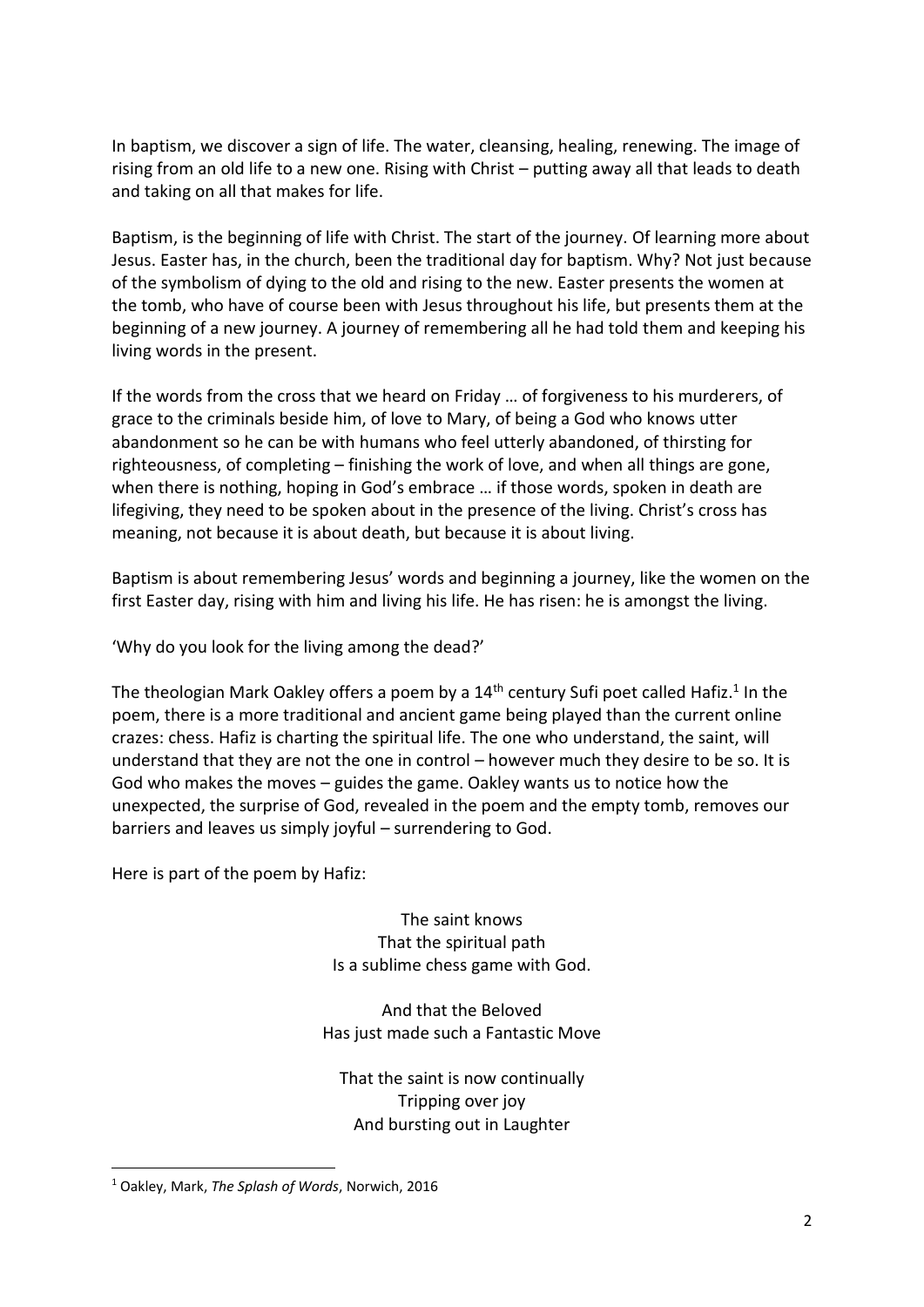In baptism, we discover a sign of life. The water, cleansing, healing, renewing. The image of rising from an old life to a new one. Rising with Christ – putting away all that leads to death and taking on all that makes for life.

Baptism, is the beginning of life with Christ. The start of the journey. Of learning more about Jesus. Easter has, in the church, been the traditional day for baptism. Why? Not just because of the symbolism of dying to the old and rising to the new. Easter presents the women at the tomb, who have of course been with Jesus throughout his life, but presents them at the beginning of a new journey. A journey of remembering all he had told them and keeping his living words in the present.

If the words from the cross that we heard on Friday … of forgiveness to his murderers, of grace to the criminals beside him, of love to Mary, of being a God who knows utter abandonment so he can be with humans who feel utterly abandoned, of thirsting for righteousness, of completing – finishing the work of love, and when all things are gone, when there is nothing, hoping in God's embrace … if those words, spoken in death are lifegiving, they need to be spoken about in the presence of the living. Christ's cross has meaning, not because it is about death, but because it is about living.

Baptism is about remembering Jesus' words and beginning a journey, like the women on the first Easter day, rising with him and living his life. He has risen: he is amongst the living.

'Why do you look for the living among the dead?'

The theologian Mark Oakley offers a poem by a 14th century Sufi poet called Hafiz.[1] In the poem, there is a more traditional and ancient game being played than the current online crazes: chess. Hafiz is charting the spiritual life. The one who understand, the saint, will understand that they are not the one in control – however much they desire to be so. It is God who makes the moves – guides the game. Oakley wants us to notice how the unexpected, the surprise of God, revealed in the poem and the empty tomb, removes our barriers and leaves us simply joyful – surrendering to God.

Here is part of the poem by Hafiz:

The saint knows  
That the spiritual path  
Is a sublime chess game with God.

And that the Beloved  
Has just made such a Fantastic Move

That the saint is now continually  
Tripping over joy  
And bursting out in Laughter

---

[1] Oakley, Mark, *The Splash of Words*, Norwich, 2016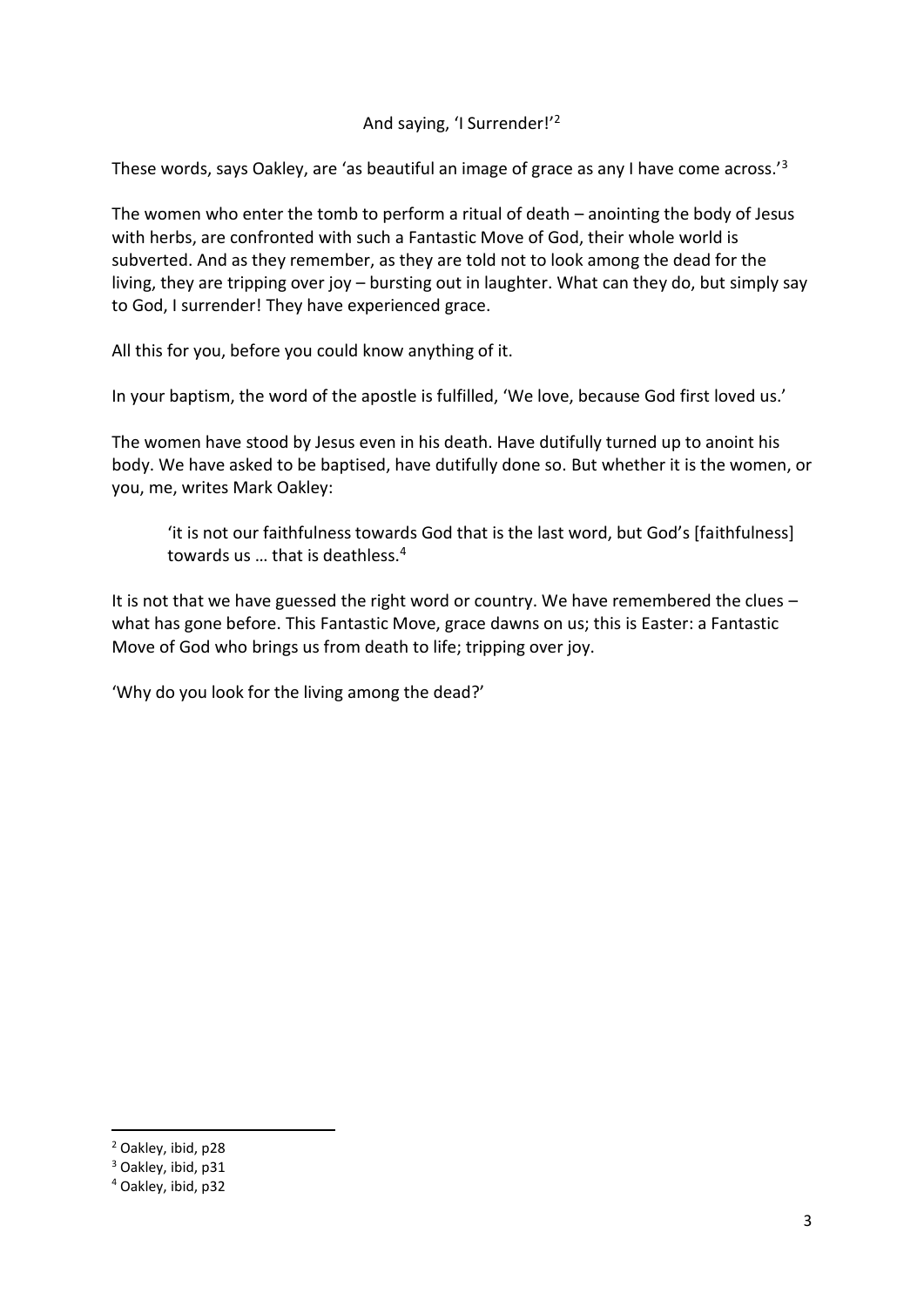And saying, 'I Surrender!'[2]

These words, says Oakley, are 'as beautiful an image of grace as any I have come across.'[3]

The women who enter the tomb to perform a ritual of death – anointing the body of Jesus with herbs, are confronted with such a Fantastic Move of God, their whole world is subverted. And as they remember, as they are told not to look among the dead for the living, they are tripping over joy – bursting out in laughter. What can they do, but simply say to God, I surrender! They have experienced grace.

All this for you, before you could know anything of it.

In your baptism, the word of the apostle is fulfilled, 'We love, because God first loved us.'

The women have stood by Jesus even in his death. Have dutifully turned up to anoint his body. We have asked to be baptised, have dutifully done so. But whether it is the women, or you, me, writes Mark Oakley:

> 'it is not our faithfulness towards God that is the last word, but God's [faithfulness] towards us … that is deathless.[4]

It is not that we have guessed the right word or country. We have remembered the clues – what has gone before. This Fantastic Move, grace dawns on us; this is Easter: a Fantastic Move of God who brings us from death to life; tripping over joy.

'Why do you look for the living among the dead?'

---

[2] Oakley, ibid, p28

[3] Oakley, ibid, p31

[4] Oakley, ibid, p32